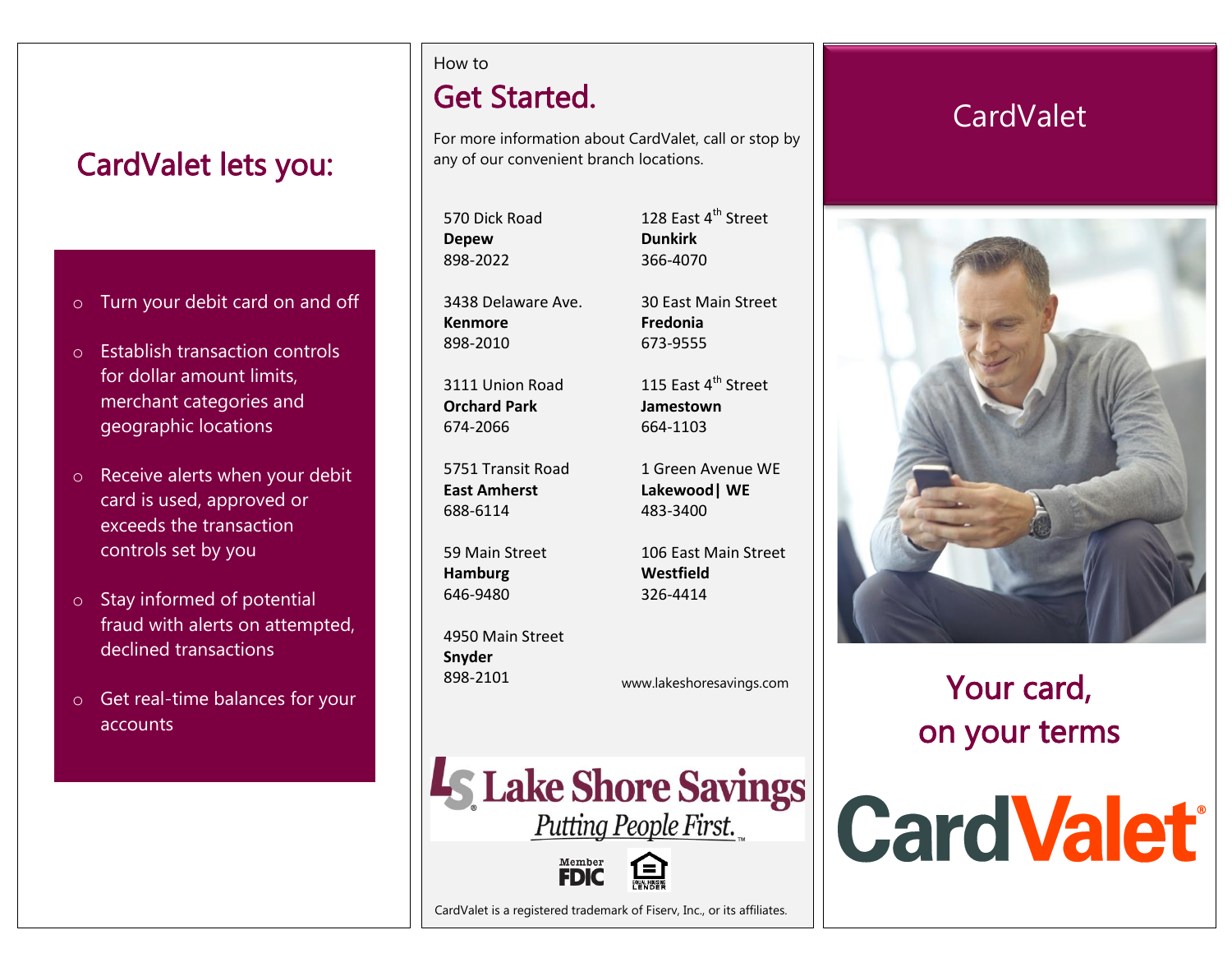# CardValet lets you:

- Turn your debit card on and off
- Establish transaction controls for dollar amount limits, merchant categories and geographic locations
- Receive alerts when your debit card is used, approved or exceeds the transaction controls set by you
- Stay informed of potential fraud with alerts on attempted, declined transactions
- Get real-time balances for your accounts

How to

## Get Started.

For more information about CardValet, call or stop by any of our convenient branch locations.

570 Dick Road
**Depew**
898-2022

3438 Delaware Ave.
**Kenmore**
898-2010

3111 Union Road
**Orchard Park**
674-2066

5751 Transit Road
**East Amherst**
688-6114

59 Main Street
**Hamburg**
646-9480

4950 Main Street
**Snyder**
898-2101

128 East 4th Street
**Dunkirk**
366-4070

30 East Main Street
**Fredonia**
673-9555

115 East 4th Street
**Jamestown**
664-1103

1 Green Avenue WE
**Lakewood| WE**
483-3400

106 East Main Street
**Westfield**
326-4414

www.lakeshoresavings.com

Lake Shore Savings
*Putting People First.*™

Member FDIC

Equal Housing Lender

CardValet is a registered trademark of Fiserv, Inc., or its affiliates.

# CardValet

## Your card, on your terms

CardValet®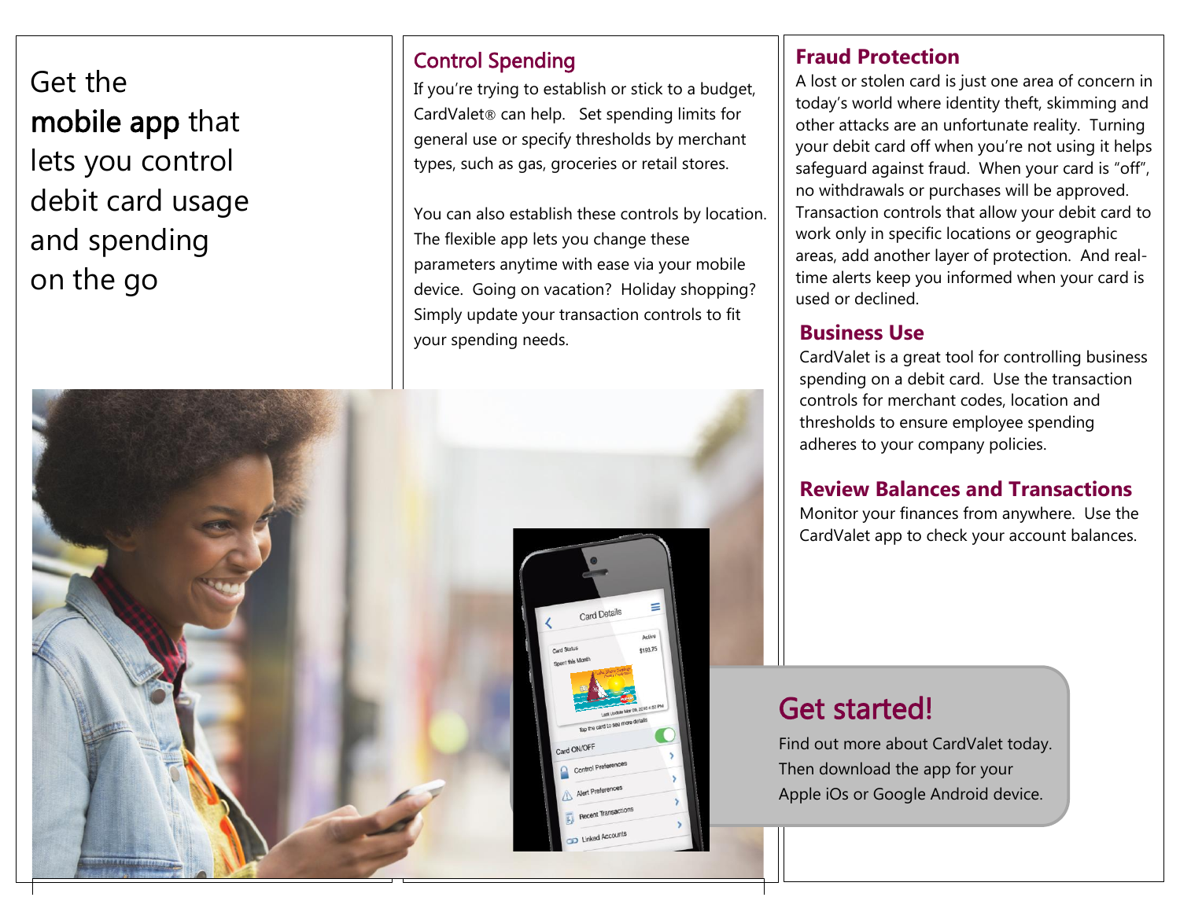# Get the **mobile app** that lets you control debit card usage and spending on the go

## Control Spending

If you're trying to establish or stick to a budget, CardValet® can help. Set spending limits for general use or specify thresholds by merchant types, such as gas, groceries or retail stores.

You can also establish these controls by location. The flexible app lets you change these parameters anytime with ease via your mobile device. Going on vacation? Holiday shopping? Simply update your transaction controls to fit your spending needs.

## Fraud Protection

A lost or stolen card is just one area of concern in today's world where identity theft, skimming and other attacks are an unfortunate reality. Turning your debit card off when you're not using it helps safeguard against fraud. When your card is "off", no withdrawals or purchases will be approved. Transaction controls that allow your debit card to work only in specific locations or geographic areas, add another layer of protection. And real-time alerts keep you informed when your card is used or declined.

## Business Use

CardValet is a great tool for controlling business spending on a debit card. Use the transaction controls for merchant codes, location and thresholds to ensure employee spending adheres to your company policies.

## Review Balances and Transactions

Monitor your finances from anywhere. Use the CardValet app to check your account balances.

## Get started!

Find out more about CardValet today. Then download the app for your Apple iOs or Google Android device.